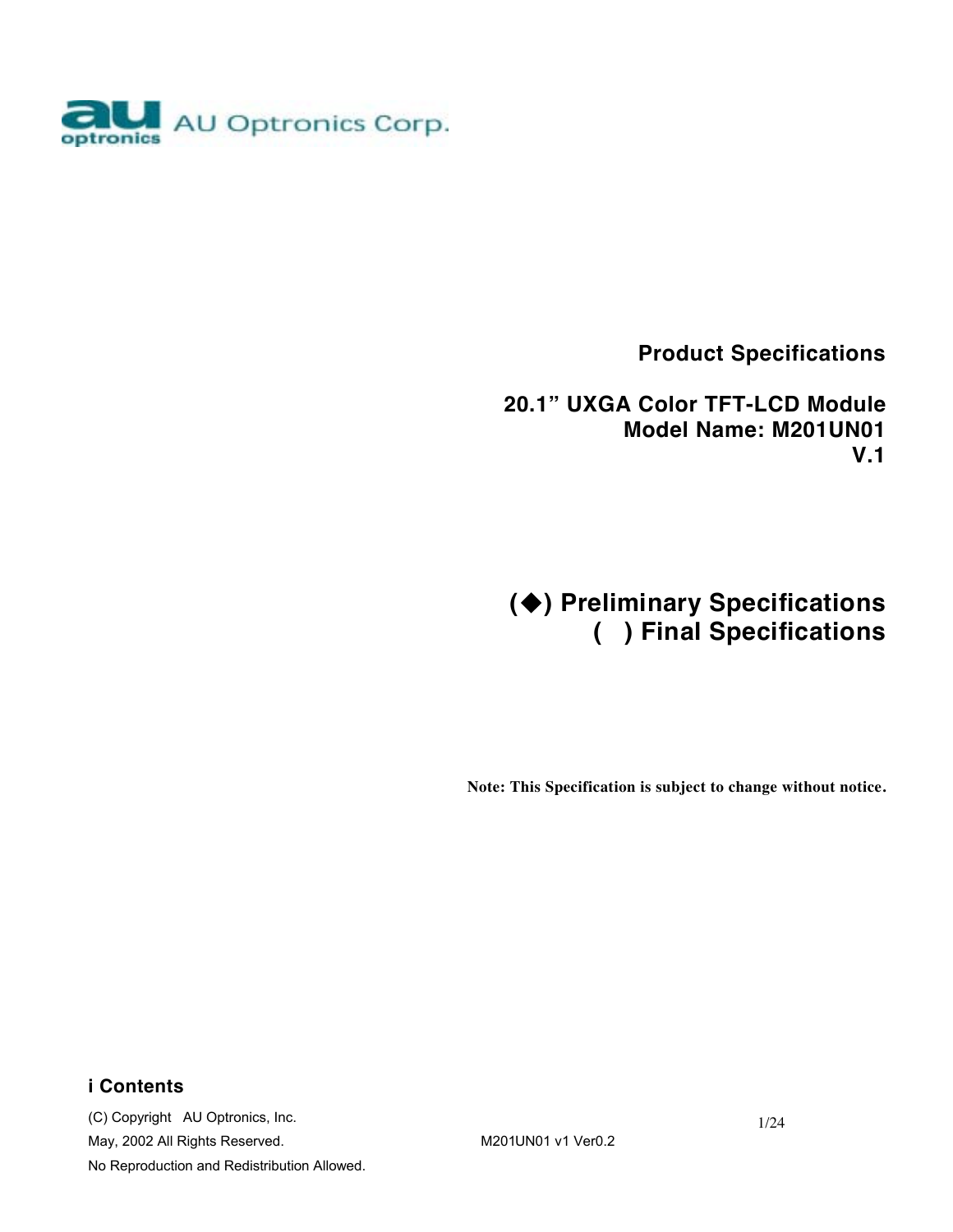AU Optronics Corp.

**Product Specifications**

**20.1" UXGA Color TFT-LCD Module**
**Model Name: M201UN01**
**V.1**

**(◆) Preliminary Specifications**
**(   ) Final Specifications**

**Note: This Specification is subject to change without notice.**

## i Contents

(C) Copyright AU Optronics, Inc.
May, 2002 All Rights Reserved.
No Reproduction and Redistribution Allowed.

M201UN01 v1 Ver0.2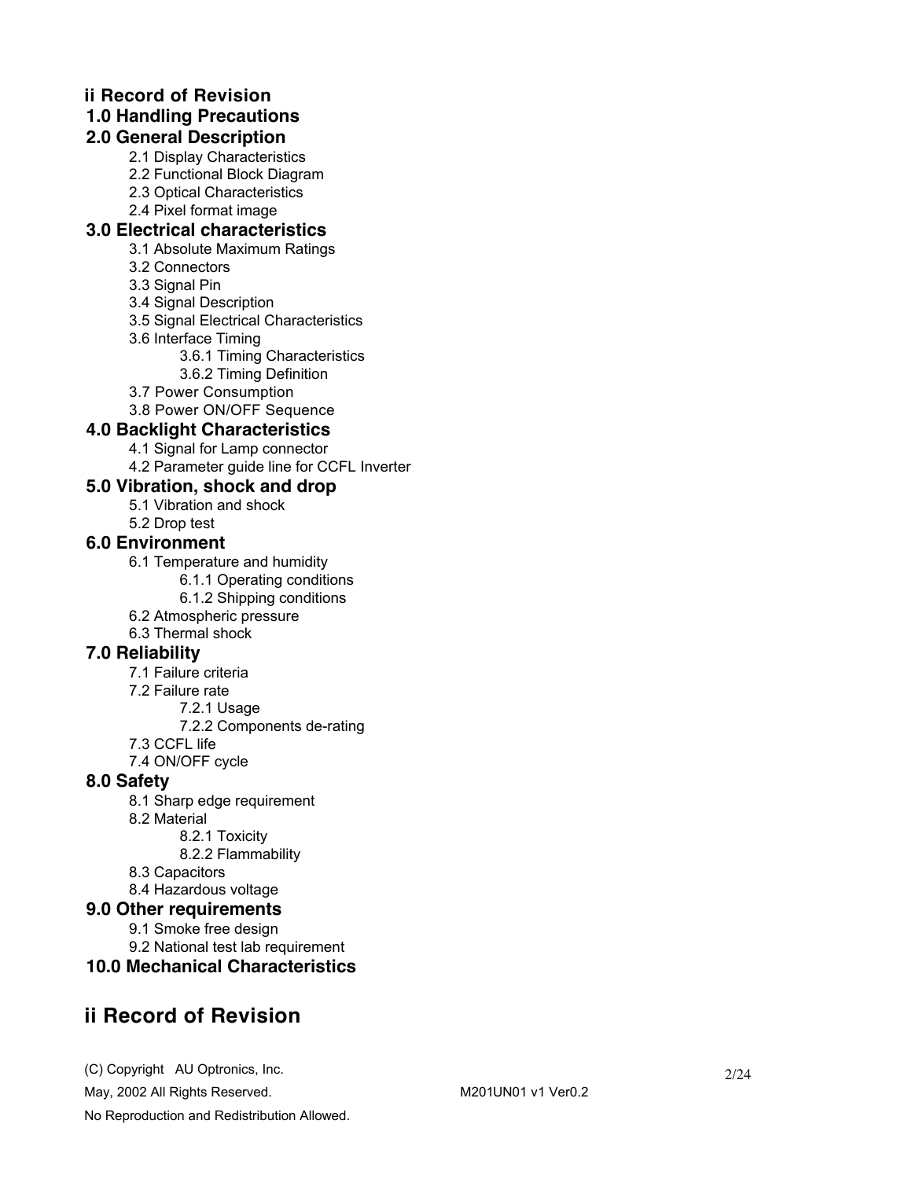**ii Record of Revision**

**1.0 Handling Precautions**

**2.0 General Description**

- 2.1 Display Characteristics
- 2.2 Functional Block Diagram
- 2.3 Optical Characteristics
- 2.4 Pixel format image

**3.0 Electrical characteristics**

- 3.1 Absolute Maximum Ratings
- 3.2 Connectors
- 3.3 Signal Pin
- 3.4 Signal Description
- 3.5 Signal Electrical Characteristics
- 3.6 Interface Timing
  - 3.6.1 Timing Characteristics
  - 3.6.2 Timing Definition
- 3.7 Power Consumption
- 3.8 Power ON/OFF Sequence

**4.0 Backlight Characteristics**

- 4.1 Signal for Lamp connector
- 4.2 Parameter guide line for CCFL Inverter

**5.0 Vibration, shock and drop**

- 5.1 Vibration and shock
- 5.2 Drop test

**6.0 Environment**

- 6.1 Temperature and humidity
  - 6.1.1 Operating conditions
  - 6.1.2 Shipping conditions
- 6.2 Atmospheric pressure
- 6.3 Thermal shock

**7.0 Reliability**

- 7.1 Failure criteria
- 7.2 Failure rate
  - 7.2.1 Usage
  - 7.2.2 Components de-rating
- 7.3 CCFL life
- 7.4 ON/OFF cycle

**8.0 Safety**

- 8.1 Sharp edge requirement
- 8.2 Material
  - 8.2.1 Toxicity
  - 8.2.2 Flammability
- 8.3 Capacitors
- 8.4 Hazardous voltage

**9.0 Other requirements**

- 9.1 Smoke free design
- 9.2 National test lab requirement

**10.0 Mechanical Characteristics**

# ii Record of Revision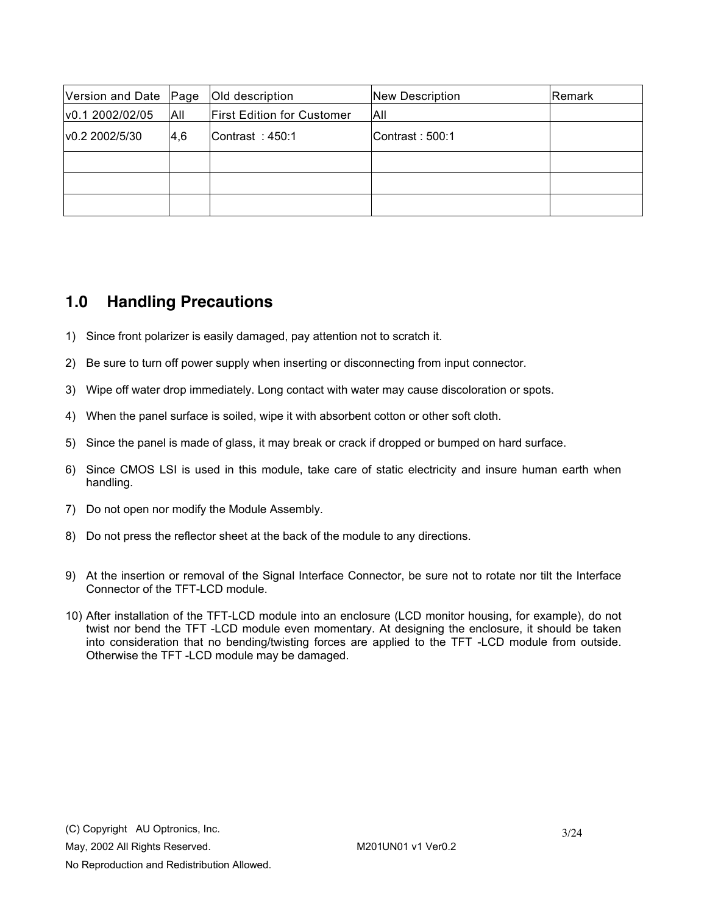| Version and Date | Page | Old description | New Description | Remark |
| --- | --- | --- | --- | --- |
| v0.1 2002/02/05 | All | First Edition for Customer | All | |
| v0.2 2002/5/30 | 4,6 | Contrast : 450:1 | Contrast : 500:1 | |
| | | | | |
| | | | | |
| | | | | |

## 1.0 Handling Precautions

1) Since front polarizer is easily damaged, pay attention not to scratch it.

2) Be sure to turn off power supply when inserting or disconnecting from input connector.

3) Wipe off water drop immediately. Long contact with water may cause discoloration or spots.

4) When the panel surface is soiled, wipe it with absorbent cotton or other soft cloth.

5) Since the panel is made of glass, it may break or crack if dropped or bumped on hard surface.

6) Since CMOS LSI is used in this module, take care of static electricity and insure human earth when handling.

7) Do not open nor modify the Module Assembly.

8) Do not press the reflector sheet at the back of the module to any directions.

9) At the insertion or removal of the Signal Interface Connector, be sure not to rotate nor tilt the Interface Connector of the TFT-LCD module.

10) After installation of the TFT-LCD module into an enclosure (LCD monitor housing, for example), do not twist nor bend the TFT -LCD module even momentary. At designing the enclosure, it should be taken into consideration that no bending/twisting forces are applied to the TFT -LCD module from outside. Otherwise the TFT -LCD module may be damaged.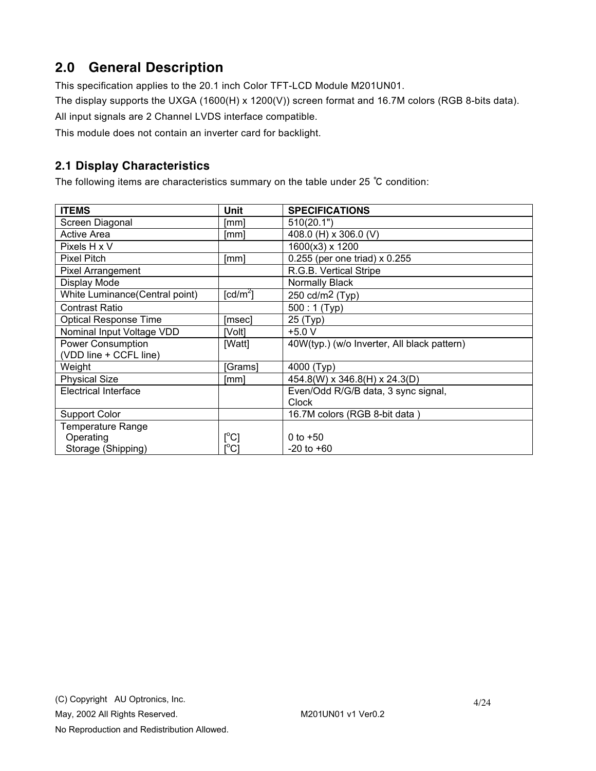## 2.0 General Description

This specification applies to the 20.1 inch Color TFT-LCD Module M201UN01.

The display supports the UXGA (1600(H) x 1200(V)) screen format and 16.7M colors (RGB 8-bits data).

All input signals are 2 Channel LVDS interface compatible.

This module does not contain an inverter card for backlight.

### 2.1 Display Characteristics

The following items are characteristics summary on the table under 25 ℃ condition:

| ITEMS | Unit | SPECIFICATIONS |
|---|---|---|
| Screen Diagonal | [mm] | 510(20.1") |
| Active Area | [mm] | 408.0 (H) x 306.0 (V) |
| Pixels H x V | | 1600(x3) x 1200 |
| Pixel Pitch | [mm] | 0.255 (per one triad) x 0.255 |
| Pixel Arrangement | | R.G.B. Vertical Stripe |
| Display Mode | | Normally Black |
| White Luminance(Central point) | [cd/m$^2$] | 250 cd/m2 (Typ) |
| Contrast Ratio | | 500 : 1 (Typ) |
| Optical Response Time | [msec] | 25 (Typ) |
| Nominal Input Voltage VDD | [Volt] | +5.0 V |
| Power Consumption (VDD line + CCFL line) | [Watt] | 40W(typ.) (w/o Inverter, All black pattern) |
| Weight | [Grams] | 4000 (Typ) |
| Physical Size | [mm] | 454.8(W) x 346.8(H) x 24.3(D) |
| Electrical Interface | | Even/Odd R/G/B data, 3 sync signal, Clock |
| Support Color | | 16.7M colors (RGB 8-bit data ) |
| Temperature Range | | |
| Operating | [$^o$C] | 0 to +50 |
| Storage (Shipping) | [$^o$C] | -20 to +60 |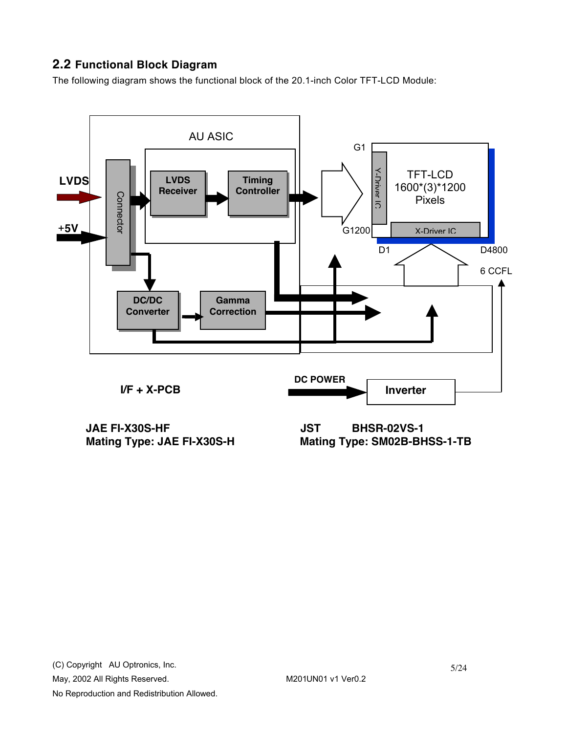## 2.2 Functional Block Diagram

The following diagram shows the functional block of the 20.1-inch Color TFT-LCD Module:

AU ASIC

LVDS

+5V

Connector

LVDS Receiver

Timing Controller

DC/DC Converter

Gamma Correction

G1

G1200

Y-Driver IC

TFT-LCD 1600*(3)*1200 Pixels

X-Driver IC

D1

D4800

6 CCFL

I/F + X-PCB

DC POWER

Inverter

**JAE FI-X30S-HF**
**Mating Type: JAE FI-X30S-H**

**JST BHSR-02VS-1**
**Mating Type: SM02B-BHSS-1-TB**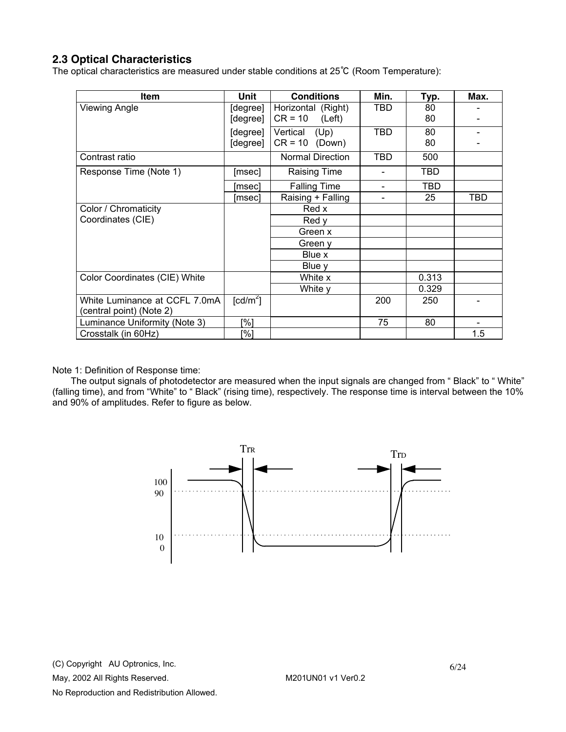## 2.3 Optical Characteristics

The optical characteristics are measured under stable conditions at 25℃ (Room Temperature):

| Item | Unit | Conditions | Min. | Typ. | Max. |
|---|---|---|---|---|---|
| Viewing Angle | [degree]<br>[degree] | Horizontal (Right)<br>CR = 10 (Left) | TBD | 80<br>80 | -<br>- |
| | [degree]<br>[degree] | Vertical (Up)<br>CR = 10 (Down) | TBD | 80<br>80 | -<br>- |
| Contrast ratio | | Normal Direction | TBD | 500 | |
| Response Time (Note 1) | [msec] | Raising Time | - | TBD | |
| | [msec] | Falling Time | - | TBD | |
| | [msec] | Raising + Falling | - | 25 | TBD |
| Color / Chromaticity Coordinates (CIE) | | Red x | | | |
| | | Red y | | | |
| | | Green x | | | |
| | | Green y | | | |
| | | Blue x | | | |
| | | Blue y | | | |
| Color Coordinates (CIE) White | | White x | | 0.313 | |
| | | White y | | 0.329 | |
| White Luminance at CCFL 7.0mA (central point) (Note 2) | [cd/m$^2$] | | 200 | 250 | - |
| Luminance Uniformity (Note 3) | [%] | | 75 | 80 | - |
| Crosstalk (in 60Hz) | [%] | | | | 1.5 |

Note 1: Definition of Response time:

The output signals of photodetector are measured when the input signals are changed from " Black" to " White" (falling time), and from "White" to " Black" (rising time), respectively. The response time is interval between the 10% and 90% of amplitudes. Refer to figure as below.

TrR TrD

100
90
10
0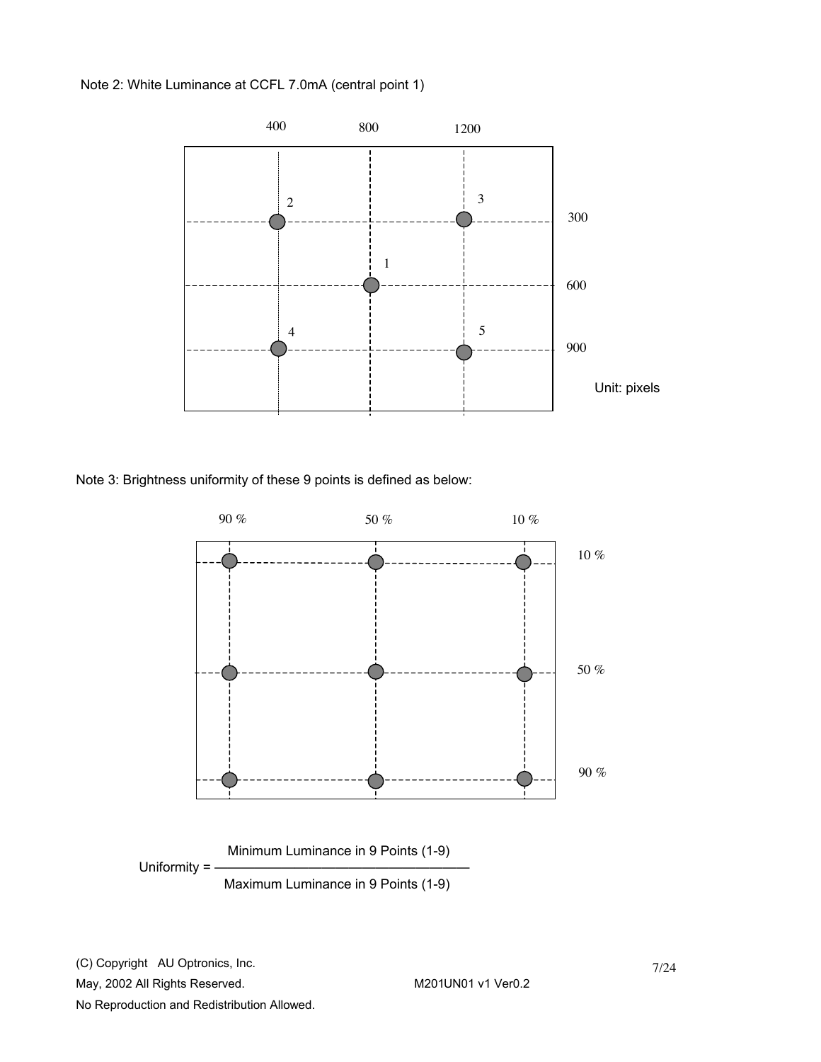Note 2: White Luminance at CCFL 7.0mA (central point 1)

400 800 1200

300

600

900

Unit: pixels

Note 3: Brightness uniformity of these 9 points is defined as below:

90 % 50 % 10 %

10 %

50 %

90 %

$$\text{Uniformity} = \frac{\text{Minimum Luminance in 9 Points (1-9)}}{\text{Maximum Luminance in 9 Points (1-9)}}$$

(C) Copyright AU Optronics, Inc.
May, 2002 All Rights Reserved.
No Reproduction and Redistribution Allowed.

M201UN01 v1 Ver0.2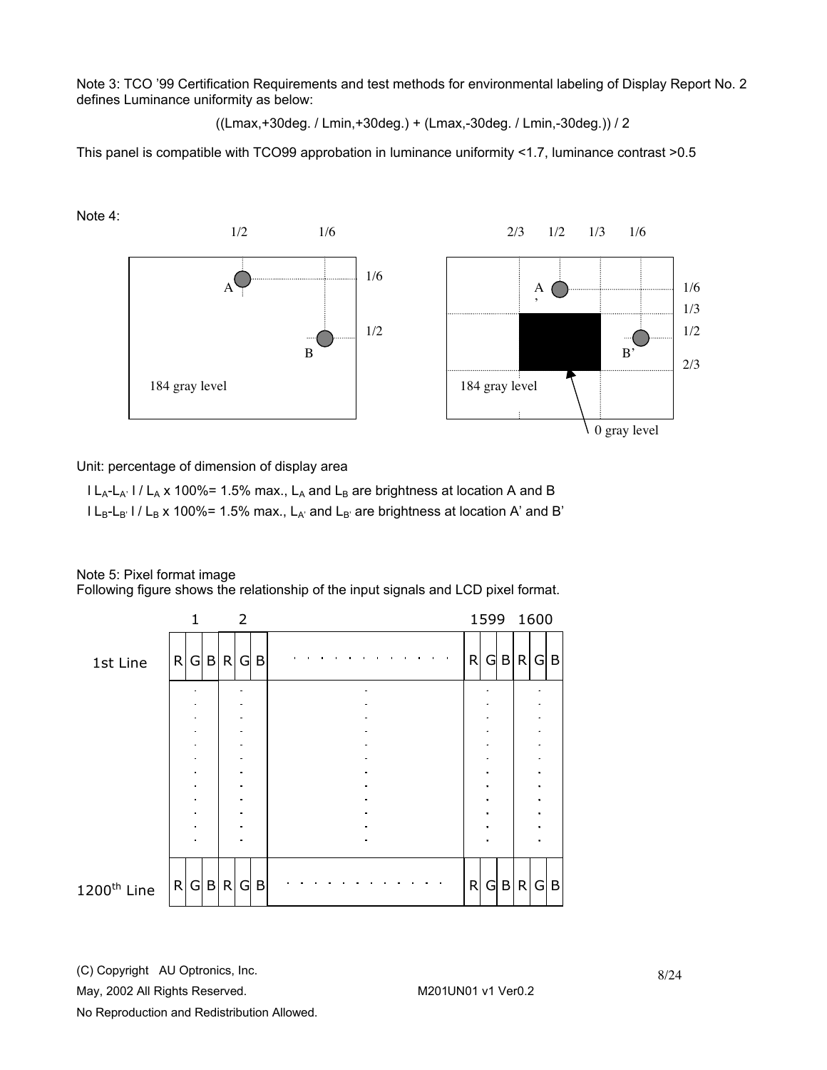Note 3: TCO '99 Certification Requirements and test methods for environmental labeling of Display Report No. 2 defines Luminance uniformity as below:

((Lmax,+30deg. / Lmin,+30deg.) + (Lmax,-30deg. / Lmin,-30deg.)) / 2

This panel is compatible with TCO99 approbation in luminance uniformity <1.7, luminance contrast >0.5

Note 4:

Unit: percentage of dimension of display area

$| L_A - L_{A'} | / L_A \times 100\% = 1.5\%$ max., $L_A$ and $L_B$ are brightness at location A and B

$| L_B - L_{B'} | / L_B \times 100\% = 1.5\%$ max., $L_{A'}$ and $L_{B'}$ are brightness at location A' and B'

Note 5: Pixel format image

Following figure shows the relationship of the input signals and LCD pixel format.

| | 1 | | | 2 | | | | 1599 | | | 1600 | | |
|---|---|---|---|---|---|---|---|---|---|---|---|---|---|
| 1st Line | R | G | B | R | G | B | . . . . . . . . . | R | G | B | R | G | B |
| ⋮ | ⋮ | | | ⋮ | | | ⋮ | ⋮ | | | ⋮ | | |
| 1200th Line | R | G | B | R | G | B | . . . . . . . . . | R | G | B | R | G | B |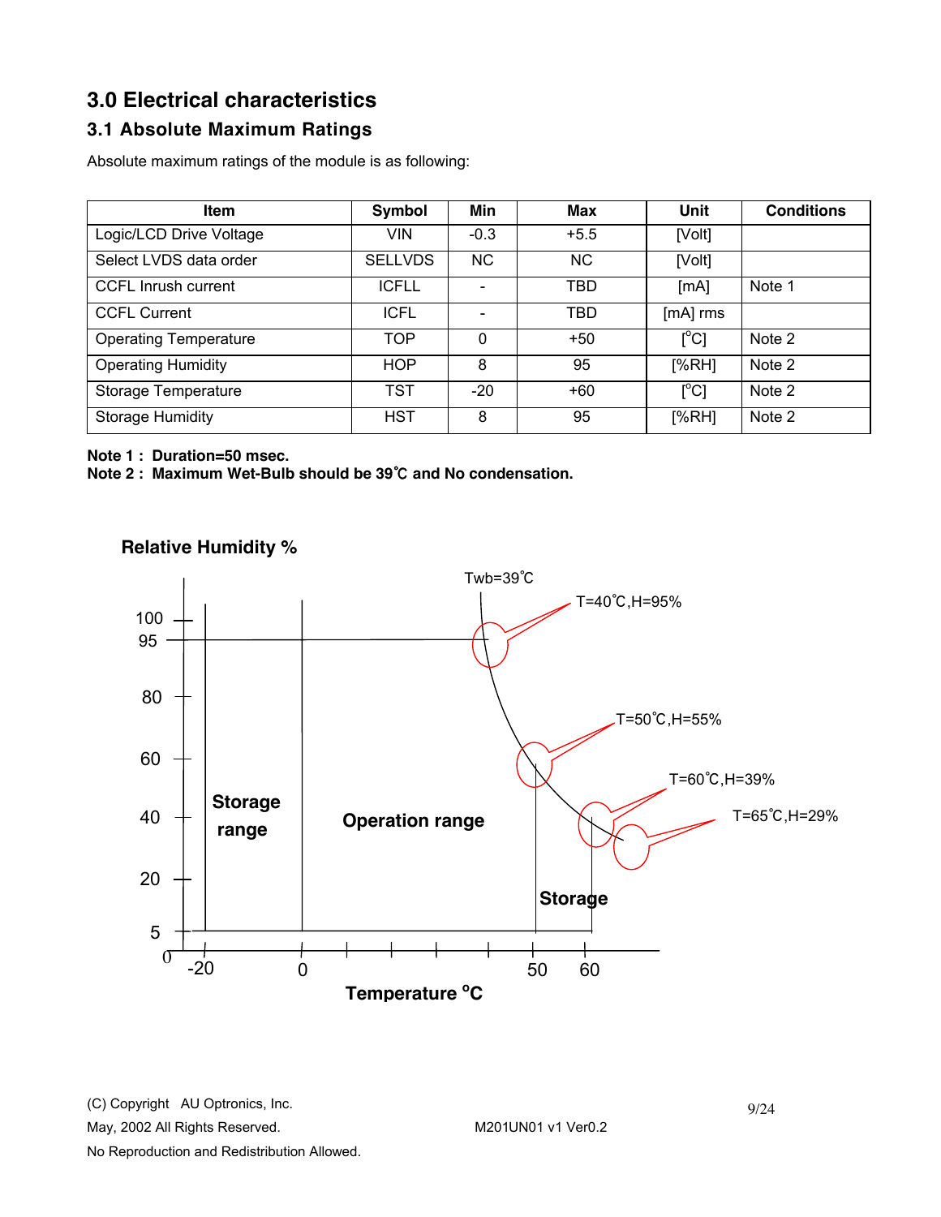# 3.0 Electrical characteristics

## 3.1 Absolute Maximum Ratings

Absolute maximum ratings of the module is as following:

| Item | Symbol | Min | Max | Unit | Conditions |
|---|---|---|---|---|---|
| Logic/LCD Drive Voltage | VIN | -0.3 | +5.5 | [Volt] | |
| Select LVDS data order | SELLVDS | NC | NC | [Volt] | |
| CCFL Inrush current | ICFLL | - | TBD | [mA] | Note 1 |
| CCFL Current | ICFL | - | TBD | [mA] rms | |
| Operating Temperature | TOP | 0 | +50 | [°C] | Note 2 |
| Operating Humidity | HOP | 8 | 95 | [%RH] | Note 2 |
| Storage Temperature | TST | -20 | +60 | [°C] | Note 2 |
| Storage Humidity | HST | 8 | 95 | [%RH] | Note 2 |

**Note 1 : Duration=50 msec.**
**Note 2 : Maximum Wet-Bulb should be 39℃ and No condensation.**

**Relative Humidity %**

Twb=39℃

T=40℃,H=95%

T=50℃,H=55%

T=60℃,H=39%

T=65℃,H=29%

**Storage range**

**Operation range**

**Storage**

**Temperature °C**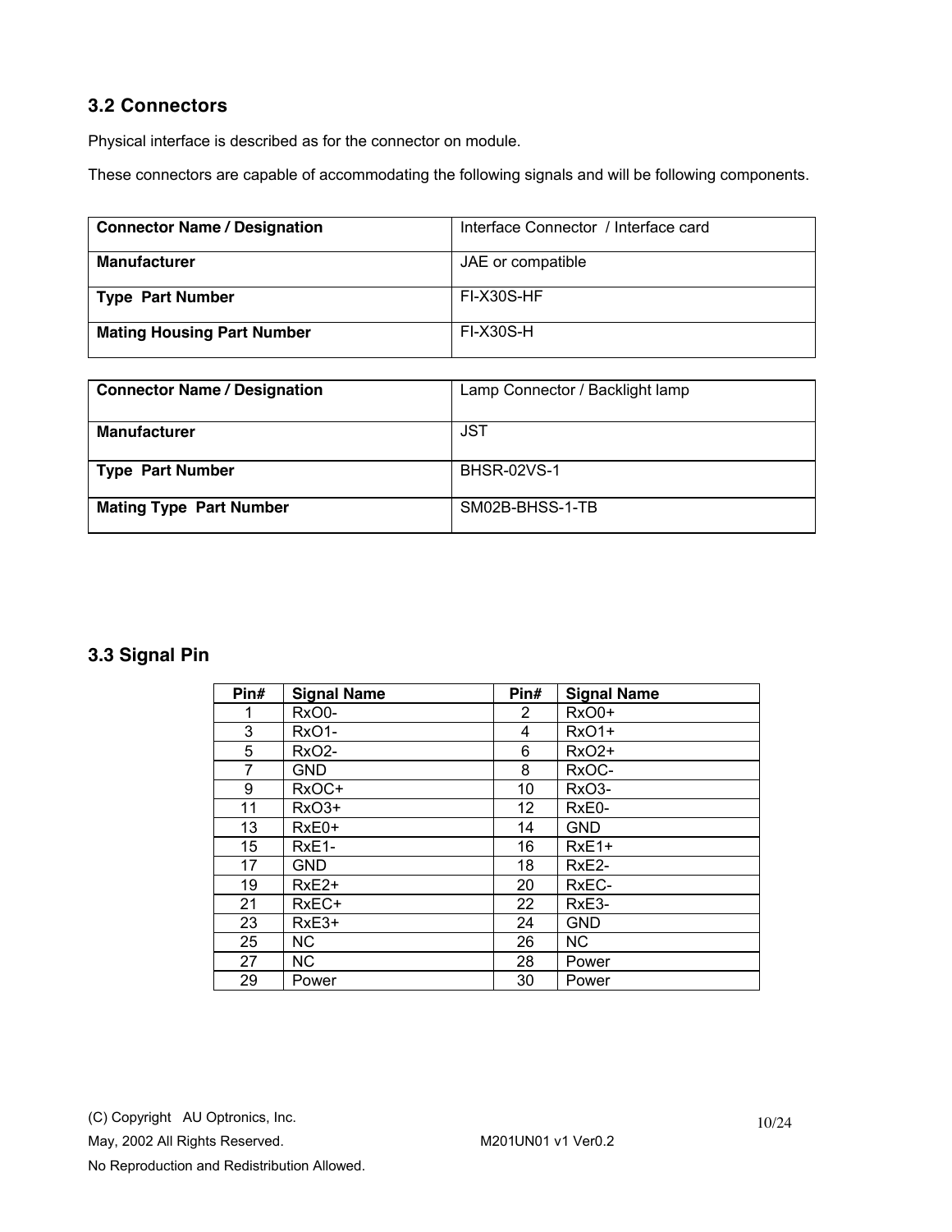### 3.2 Connectors

Physical interface is described as for the connector on module.

These connectors are capable of accommodating the following signals and will be following components.

| **Connector Name / Designation** | Interface Connector / Interface card |
|---|---|
| **Manufacturer** | JAE or compatible |
| **Type Part Number** | FI-X30S-HF |
| **Mating Housing Part Number** | FI-X30S-H |

| **Connector Name / Designation** | Lamp Connector / Backlight lamp |
|---|---|
| **Manufacturer** | JST |
| **Type Part Number** | BHSR-02VS-1 |
| **Mating Type Part Number** | SM02B-BHSS-1-TB |

### 3.3 Signal Pin

| Pin# | Signal Name | Pin# | Signal Name |
|---|---|---|---|
| 1 | RxO0- | 2 | RxO0+ |
| 3 | RxO1- | 4 | RxO1+ |
| 5 | RxO2- | 6 | RxO2+ |
| 7 | GND | 8 | RxOC- |
| 9 | RxOC+ | 10 | RxO3- |
| 11 | RxO3+ | 12 | RxE0- |
| 13 | RxE0+ | 14 | GND |
| 15 | RxE1- | 16 | RxE1+ |
| 17 | GND | 18 | RxE2- |
| 19 | RxE2+ | 20 | RxEC- |
| 21 | RxEC+ | 22 | RxE3- |
| 23 | RxE3+ | 24 | GND |
| 25 | NC | 26 | NC |
| 27 | NC | 28 | Power |
| 29 | Power | 30 | Power |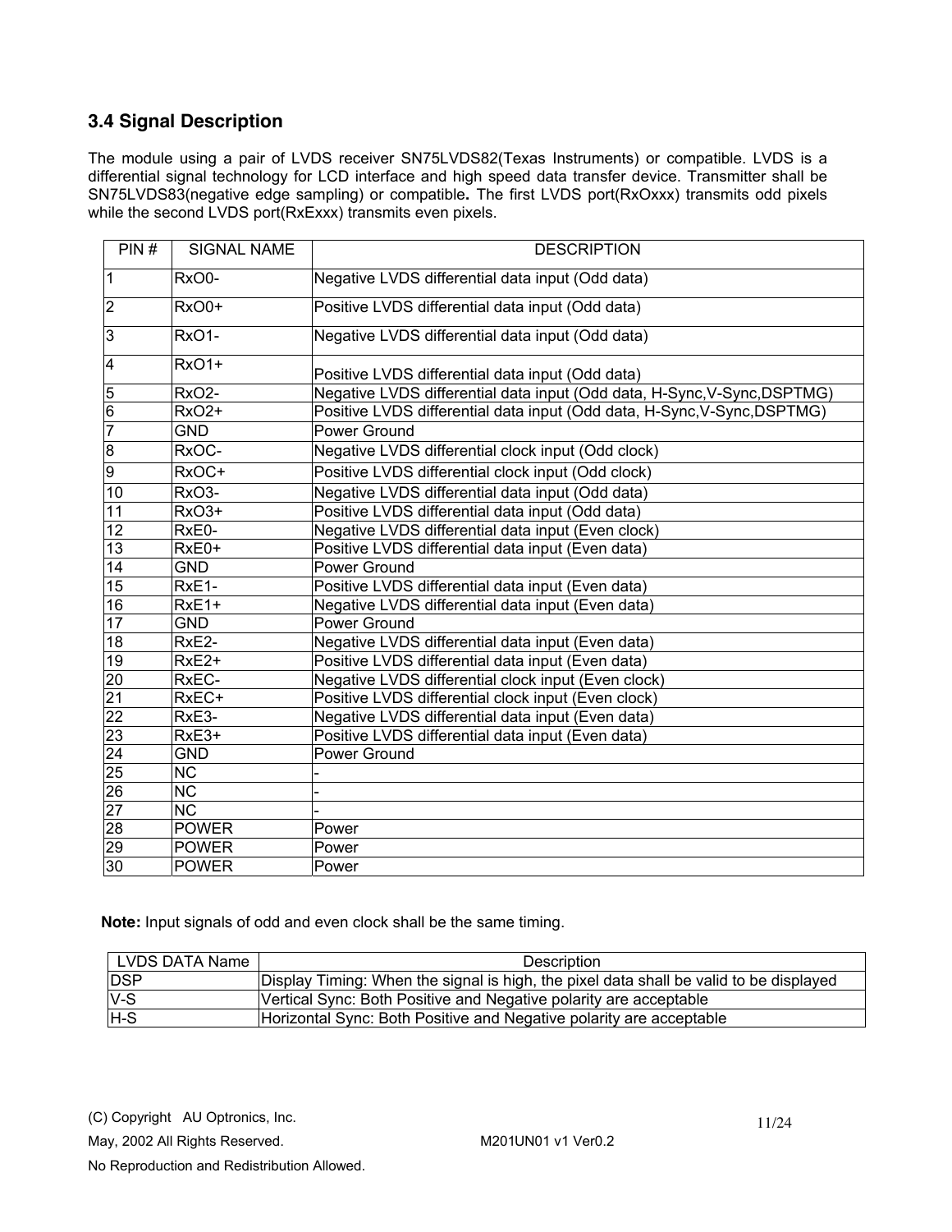### 3.4 Signal Description

The module using a pair of LVDS receiver SN75LVDS82(Texas Instruments) or compatible. LVDS is a differential signal technology for LCD interface and high speed data transfer device. Transmitter shall be SN75LVDS83(negative edge sampling) or compatible**.** The first LVDS port(RxOxxx) transmits odd pixels while the second LVDS port(RxExxx) transmits even pixels.

| PIN # | SIGNAL NAME | DESCRIPTION |
|---|---|---|
| 1 | RxO0- | Negative LVDS differential data input (Odd data) |
| 2 | RxO0+ | Positive LVDS differential data input (Odd data) |
| 3 | RxO1- | Negative LVDS differential data input (Odd data) |
| 4 | RxO1+ | Positive LVDS differential data input (Odd data) |
| 5 | RxO2- | Negative LVDS differential data input (Odd data, H-Sync,V-Sync,DSPTMG) |
| 6 | RxO2+ | Positive LVDS differential data input (Odd data, H-Sync,V-Sync,DSPTMG) |
| 7 | GND | Power Ground |
| 8 | RxOC- | Negative LVDS differential clock input (Odd clock) |
| 9 | RxOC+ | Positive LVDS differential clock input (Odd clock) |
| 10 | RxO3- | Negative LVDS differential data input (Odd data) |
| 11 | RxO3+ | Positive LVDS differential data input (Odd data) |
| 12 | RxE0- | Negative LVDS differential data input (Even clock) |
| 13 | RxE0+ | Positive LVDS differential data input (Even data) |
| 14 | GND | Power Ground |
| 15 | RxE1- | Positive LVDS differential data input (Even data) |
| 16 | RxE1+ | Negative LVDS differential data input (Even data) |
| 17 | GND | Power Ground |
| 18 | RxE2- | Negative LVDS differential data input (Even data) |
| 19 | RxE2+ | Positive LVDS differential data input (Even data) |
| 20 | RxEC- | Negative LVDS differential clock input (Even clock) |
| 21 | RxEC+ | Positive LVDS differential clock input (Even clock) |
| 22 | RxE3- | Negative LVDS differential data input (Even data) |
| 23 | RxE3+ | Positive LVDS differential data input (Even data) |
| 24 | GND | Power Ground |
| 25 | NC | - |
| 26 | NC | - |
| 27 | NC | - |
| 28 | POWER | Power |
| 29 | POWER | Power |
| 30 | POWER | Power |

**Note:** Input signals of odd and even clock shall be the same timing.

| LVDS DATA Name | Description |
|---|---|
| DSP | Display Timing: When the signal is high, the pixel data shall be valid to be displayed |
| V-S | Vertical Sync: Both Positive and Negative polarity are acceptable |
| H-S | Horizontal Sync: Both Positive and Negative polarity are acceptable |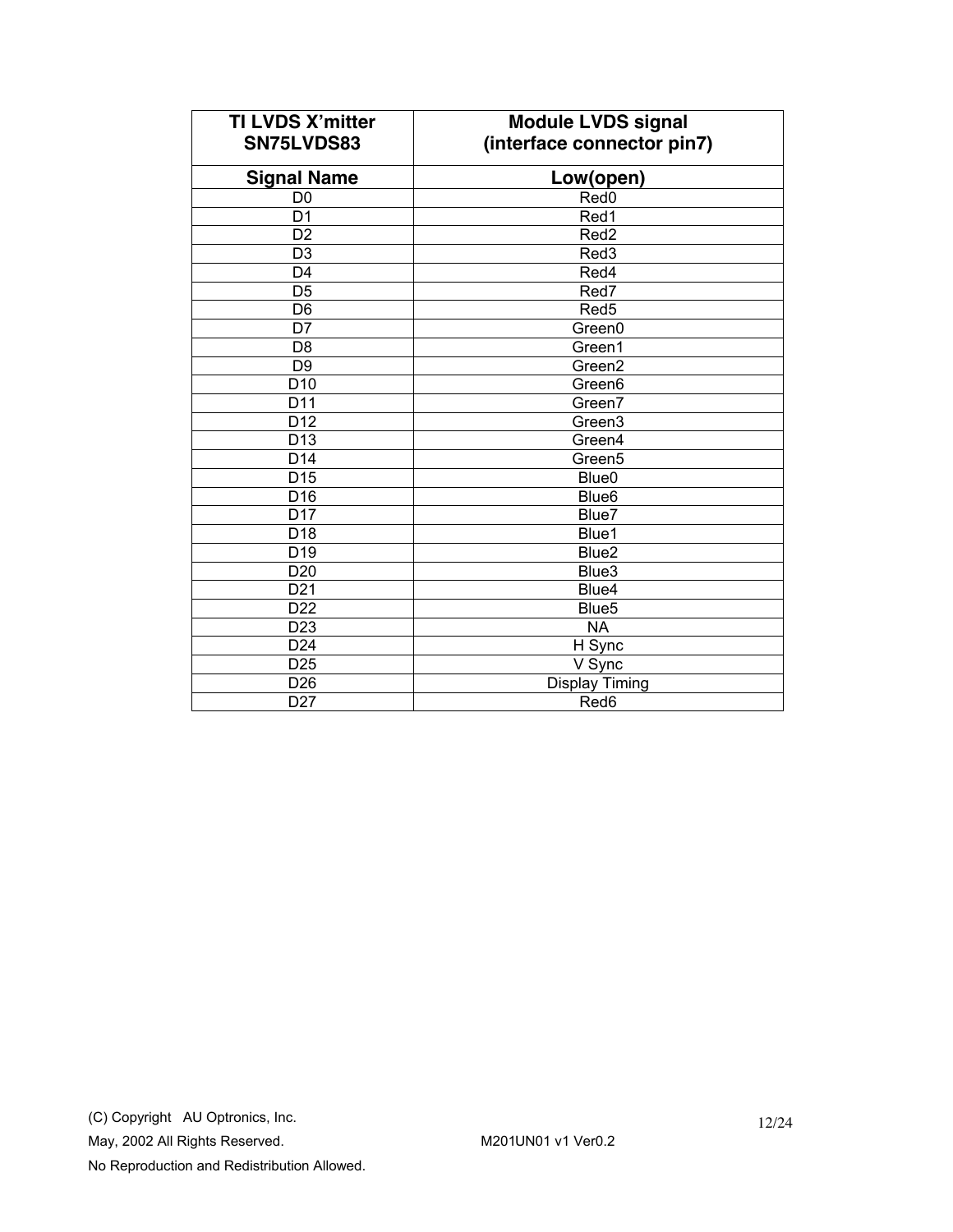| TI LVDS X'mitter SN75LVDS83 | Module LVDS signal (interface connector pin7) |
|---|---|
| **Signal Name** | **Low(open)** |
| D0 | Red0 |
| D1 | Red1 |
| D2 | Red2 |
| D3 | Red3 |
| D4 | Red4 |
| D5 | Red7 |
| D6 | Red5 |
| D7 | Green0 |
| D8 | Green1 |
| D9 | Green2 |
| D10 | Green6 |
| D11 | Green7 |
| D12 | Green3 |
| D13 | Green4 |
| D14 | Green5 |
| D15 | Blue0 |
| D16 | Blue6 |
| D17 | Blue7 |
| D18 | Blue1 |
| D19 | Blue2 |
| D20 | Blue3 |
| D21 | Blue4 |
| D22 | Blue5 |
| D23 | NA |
| D24 | H Sync |
| D25 | V Sync |
| D26 | Display Timing |
| D27 | Red6 |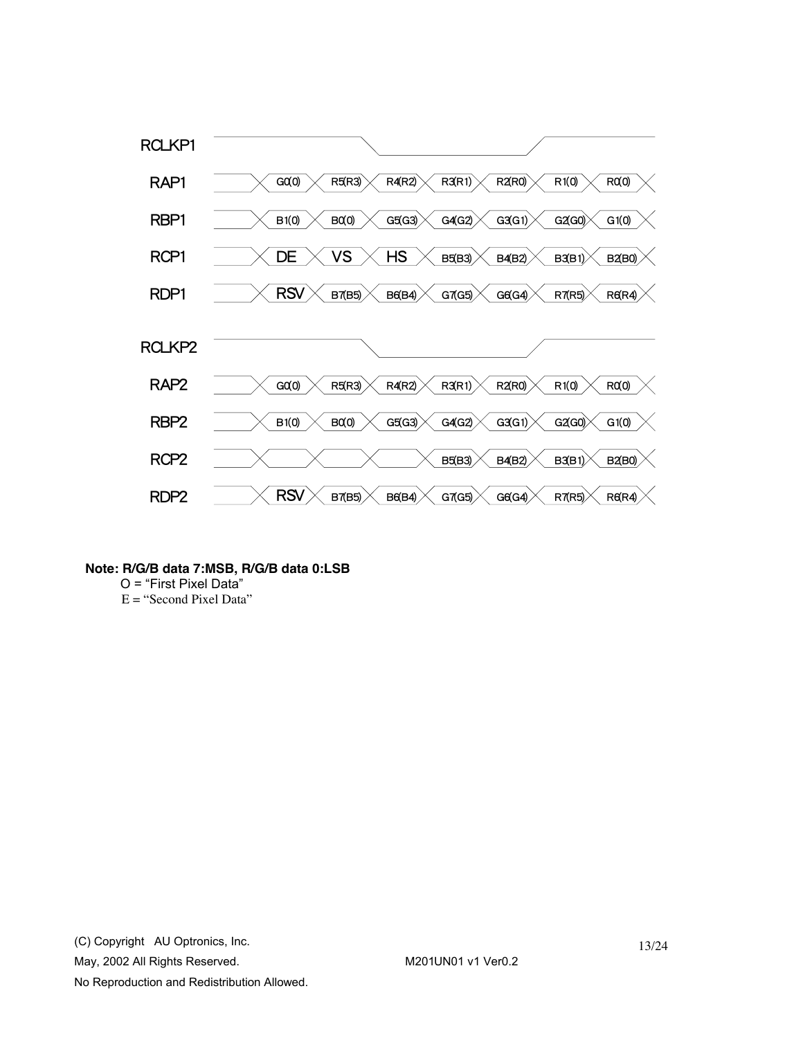| Signal | | | | | | | |
|---|---|---|---|---|---|---|---|
| RCLKP1 | | | | | | | |
| RAP1 | G0(0) | R5(R3) | R4(R2) | R3(R1) | R2(R0) | R1(0) | R0(0) |
| RBP1 | B1(0) | B0(0) | G5(G3) | G4(G2) | G3(G1) | G2(G0) | G1(0) |
| RCP1 | DE | VS | HS | B5(B3) | B4(B2) | B3(B1) | B2(B0) |
| RDP1 | RSV | B7(B5) | B6(B4) | G7(G5) | G6(G4) | R7(R5) | R6(R4) |
| RCLKP2 | | | | | | | |
| RAP2 | G0(0) | R5(R3) | R4(R2) | R3(R1) | R2(R0) | R1(0) | R0(0) |
| RBP2 | B1(0) | B0(0) | G5(G3) | G4(G2) | G3(G1) | G2(G0) | G1(0) |
| RCP2 | | | | B5(B3) | B4(B2) | B3(B1) | B2(B0) |
| RDP2 | RSV | B7(B5) | B6(B4) | G7(G5) | G6(G4) | R7(R5) | R6(R4) |

**Note: R/G/B data 7:MSB, R/G/B data 0:LSB**

O = "First Pixel Data"

E = "Second Pixel Data"

(C) Copyright AU Optronics, Inc.
May, 2002 All Rights Reserved. M201UN01 v1 Ver0.2
No Reproduction and Redistribution Allowed.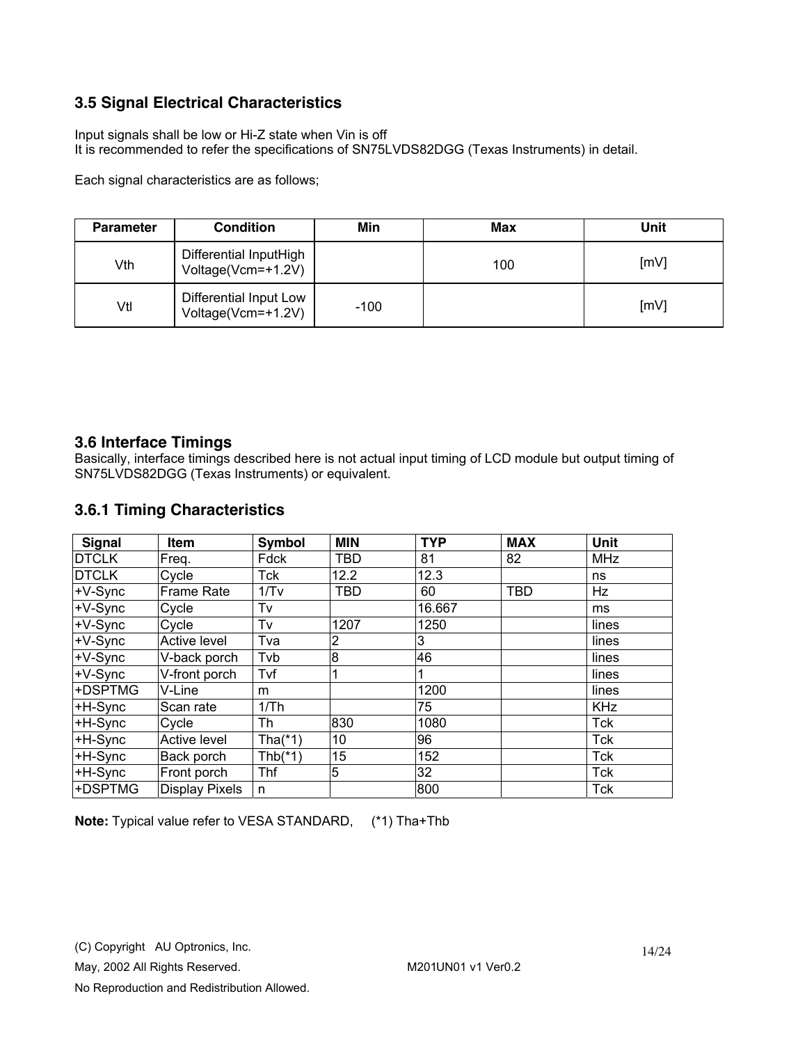### 3.5 Signal Electrical Characteristics

Input signals shall be low or Hi-Z state when Vin is off
It is recommended to refer the specifications of SN75LVDS82DGG (Texas Instruments) in detail.

Each signal characteristics are as follows;

| Parameter | Condition | Min | Max | Unit |
|---|---|---|---|---|
| Vth | Differential InputHigh Voltage(Vcm=+1.2V) | | 100 | [mV] |
| Vtl | Differential Input Low Voltage(Vcm=+1.2V) | -100 | | [mV] |

### 3.6 Interface Timings

Basically, interface timings described here is not actual input timing of LCD module but output timing of SN75LVDS82DGG (Texas Instruments) or equivalent.

### 3.6.1 Timing Characteristics

| Signal | Item | Symbol | MIN | TYP | MAX | Unit |
|---|---|---|---|---|---|---|
| DTCLK | Freq. | Fdck | TBD | 81 | 82 | MHz |
| DTCLK | Cycle | Tck | 12.2 | 12.3 | | ns |
| +V-Sync | Frame Rate | 1/Tv | TBD | 60 | TBD | Hz |
| +V-Sync | Cycle | Tv | | 16.667 | | ms |
| +V-Sync | Cycle | Tv | 1207 | 1250 | | lines |
| +V-Sync | Active level | Tva | 2 | 3 | | lines |
| +V-Sync | V-back porch | Tvb | 8 | 46 | | lines |
| +V-Sync | V-front porch | Tvf | 1 | 1 | | lines |
| +DSPTMG | V-Line | m | | 1200 | | lines |
| +H-Sync | Scan rate | 1/Th | | 75 | | KHz |
| +H-Sync | Cycle | Th | 830 | 1080 | | Tck |
| +H-Sync | Active level | Tha(*1) | 10 | 96 | | Tck |
| +H-Sync | Back porch | Thb(*1) | 15 | 152 | | Tck |
| +H-Sync | Front porch | Thf | 5 | 32 | | Tck |
| +DSPTMG | Display Pixels | n | | 800 | | Tck |

**Note:** Typical value refer to VESA STANDARD, (*1) Tha+Thb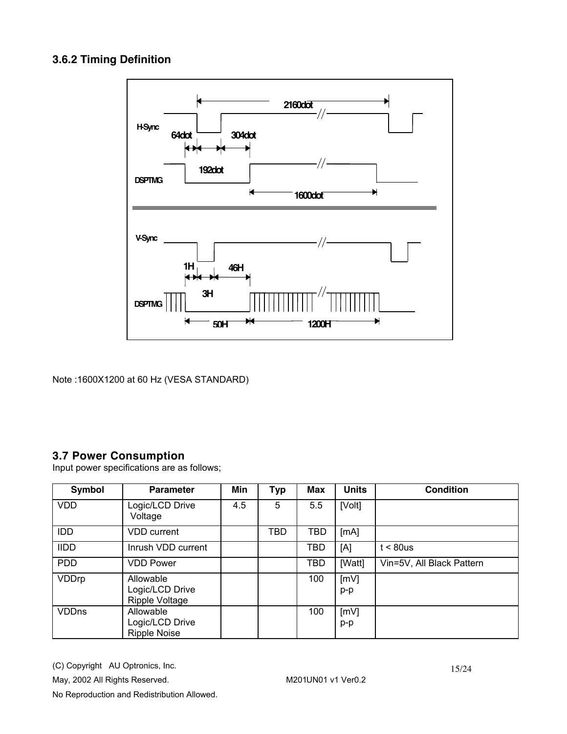### 3.6.2 Timing Definition

H-Sync

2160dot

64dot 304dot

192dot

DSPTMG

1600dot

V-Sync

1H 46H

3H

DSPTMG

50H 1200H

Note :1600X1200 at 60 Hz (VESA STANDARD)

### 3.7 Power Consumption

Input power specifications are as follows;

| Symbol | Parameter | Min | Typ | Max | Units | Condition |
|---|---|---|---|---|---|---|
| VDD | Logic/LCD Drive Voltage | 4.5 | 5 | 5.5 | [Volt] | |
| IDD | VDD current | | TBD | TBD | [mA] | |
| IIDD | Inrush VDD current | | | TBD | [A] | t < 80us |
| PDD | VDD Power | | | TBD | [Watt] | Vin=5V, All Black Pattern |
| VDDrp | Allowable Logic/LCD Drive Ripple Voltage | | | 100 | [mV] p-p | |
| VDDns | Allowable Logic/LCD Drive Ripple Noise | | | 100 | [mV] p-p | |

(C) Copyright AU Optronics, Inc.

May, 2002 All Rights Reserved. M201UN01 v1 Ver0.2

No Reproduction and Redistribution Allowed.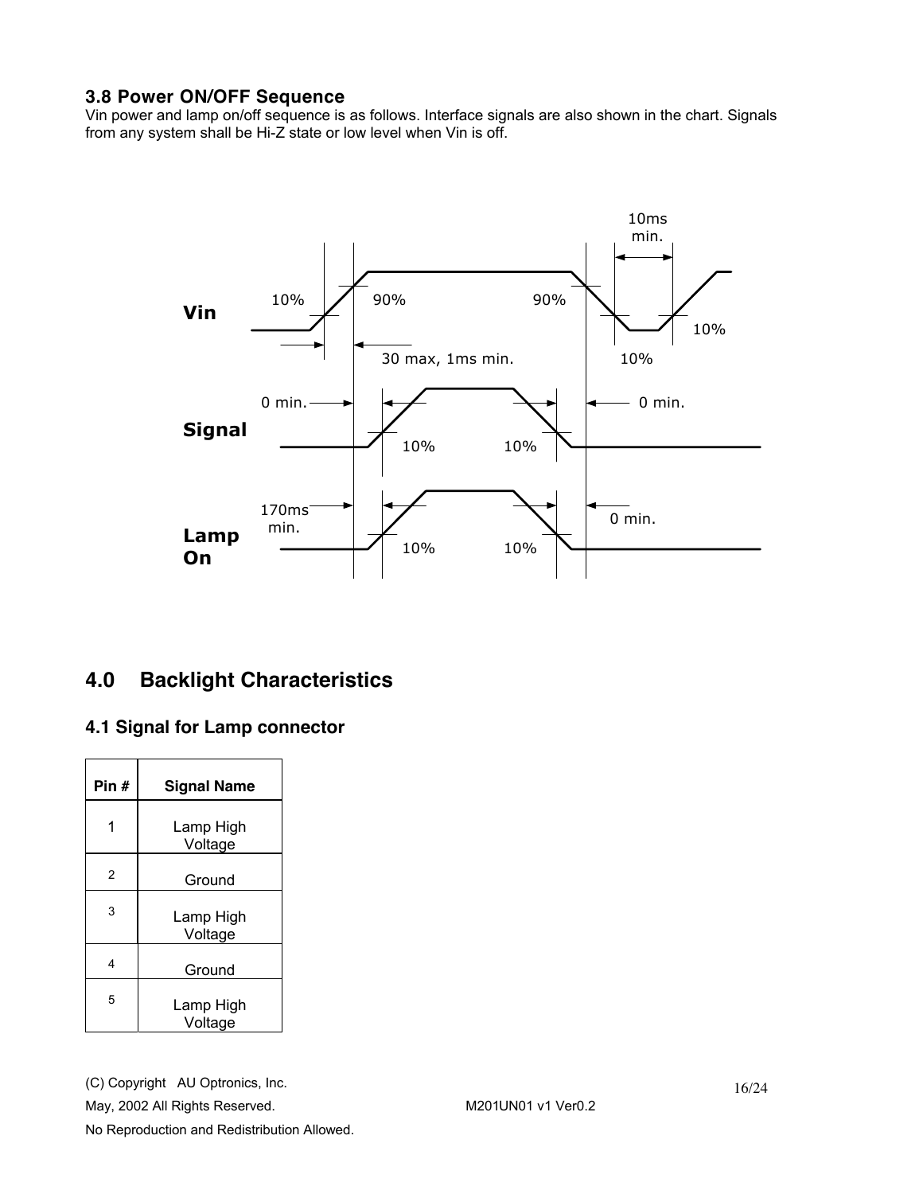### 3.8 Power ON/OFF Sequence

Vin power and lamp on/off sequence is as follows. Interface signals are also shown in the chart. Signals from any system shall be Hi-Z state or low level when Vin is off.

## 4.0 Backlight Characteristics

### 4.1 Signal for Lamp connector

| Pin # | Signal Name |
|---|---|
| 1 | Lamp High Voltage |
| 2 | Ground |
| 3 | Lamp High Voltage |
| 4 | Ground |
| 5 | Lamp High Voltage |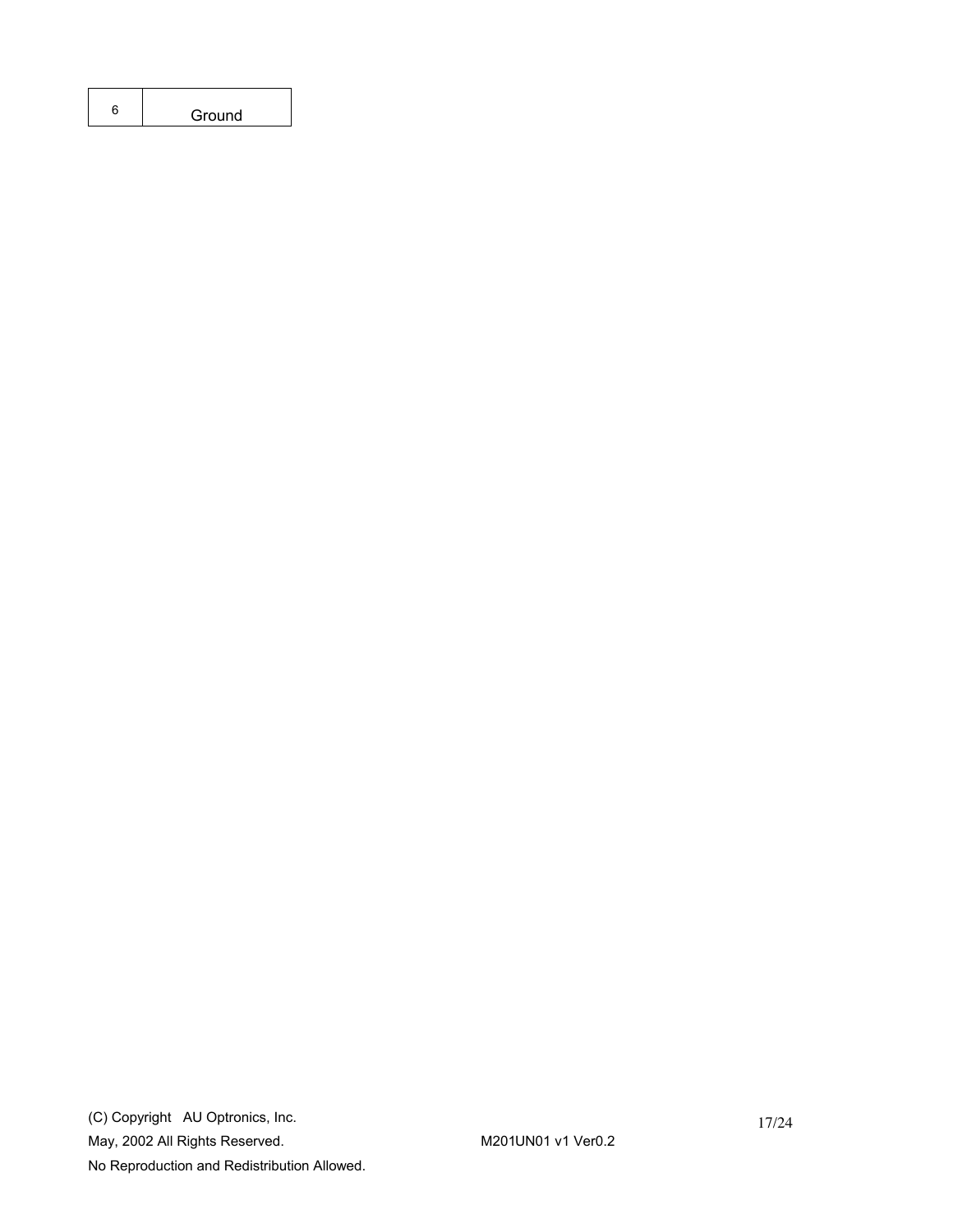| 6 | Ground |
|---|---|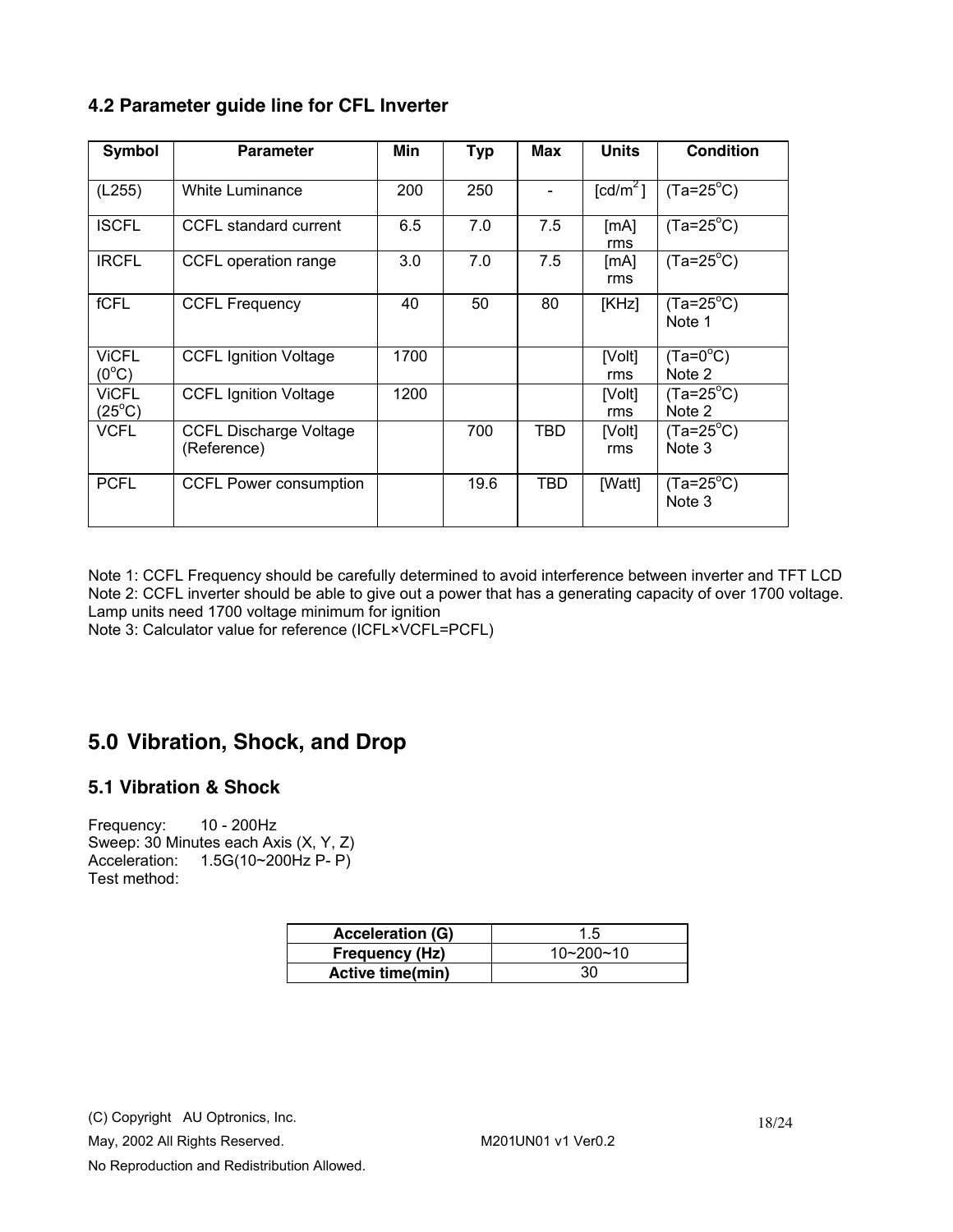### 4.2 Parameter guide line for CFL Inverter

| Symbol | Parameter | Min | Typ | Max | Units | Condition |
|---|---|---|---|---|---|---|
| (L255) | White Luminance | 200 | 250 | - | [cd/m$^2$] | (Ta=25$^o$C) |
| ISCFL | CCFL standard current | 6.5 | 7.0 | 7.5 | [mA] rms | (Ta=25$^o$C) |
| IRCFL | CCFL operation range | 3.0 | 7.0 | 7.5 | [mA] rms | (Ta=25$^o$C) |
| fCFL | CCFL Frequency | 40 | 50 | 80 | [KHz] | (Ta=25$^o$C) Note 1 |
| ViCFL (0$^o$C) | CCFL Ignition Voltage | 1700 | | | [Volt] rms | (Ta=0$^o$C) Note 2 |
| ViCFL (25$^o$C) | CCFL Ignition Voltage | 1200 | | | [Volt] rms | (Ta=25$^o$C) Note 2 |
| VCFL | CCFL Discharge Voltage (Reference) | | 700 | TBD | [Volt] rms | (Ta=25$^o$C) Note 3 |
| PCFL | CCFL Power consumption | | 19.6 | TBD | [Watt] | (Ta=25$^o$C) Note 3 |

Note 1: CCFL Frequency should be carefully determined to avoid interference between inverter and TFT LCD
Note 2: CCFL inverter should be able to give out a power that has a generating capacity of over 1700 voltage. Lamp units need 1700 voltage minimum for ignition
Note 3: Calculator value for reference (ICFL×VCFL=PCFL)

## 5.0 Vibration, Shock, and Drop

### 5.1 Vibration & Shock

Frequency: 10 - 200Hz
Sweep: 30 Minutes each Axis (X, Y, Z)
Acceleration: 1.5G(10~200Hz P- P)
Test method:

| Acceleration (G) | 1.5 |
|---|---|
| Frequency (Hz) | 10~200~10 |
| Active time(min) | 30 |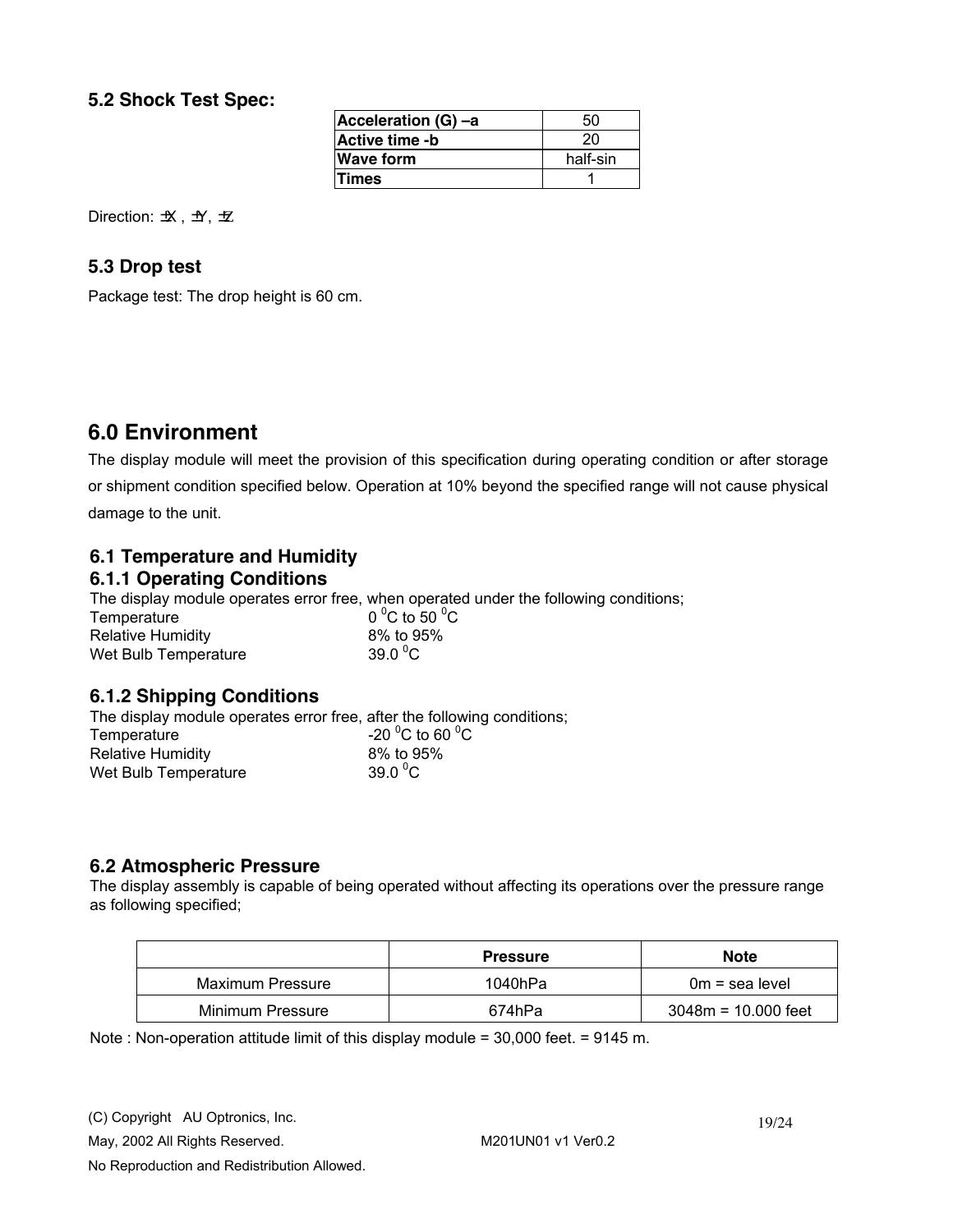### 5.2 Shock Test Spec:

| Acceleration (G) –a | 50 |
|---|---|
| Active time -b | 20 |
| Wave form | half-sin |
| Times | 1 |

Direction: ±X , ±Y, ±Z

### 5.3 Drop test

Package test: The drop height is 60 cm.

## 6.0 Environment

The display module will meet the provision of this specification during operating condition or after storage or shipment condition specified below. Operation at 10% beyond the specified range will not cause physical damage to the unit.

### 6.1 Temperature and Humidity

### 6.1.1 Operating Conditions

The display module operates error free, when operated under the following conditions;

Temperature $0\,^0C$ to $50\,^0C$
Relative Humidity 8% to 95%
Wet Bulb Temperature $39.0\,^0C$

### 6.1.2 Shipping Conditions

The display module operates error free, after the following conditions;

Temperature $-20\,^0C$ to $60\,^0C$
Relative Humidity 8% to 95%
Wet Bulb Temperature $39.0\,^0C$

### 6.2 Atmospheric Pressure

The display assembly is capable of being operated without affecting its operations over the pressure range as following specified;

| | Pressure | Note |
|---|---|---|
| Maximum Pressure | 1040hPa | 0m = sea level |
| Minimum Pressure | 674hPa | 3048m = 10.000 feet |

Note : Non-operation attitude limit of this display module = 30,000 feet. = 9145 m.

(C) Copyright AU Optronics, Inc.
May, 2002 All Rights Reserved. M201UN01 v1 Ver0.2
No Reproduction and Redistribution Allowed.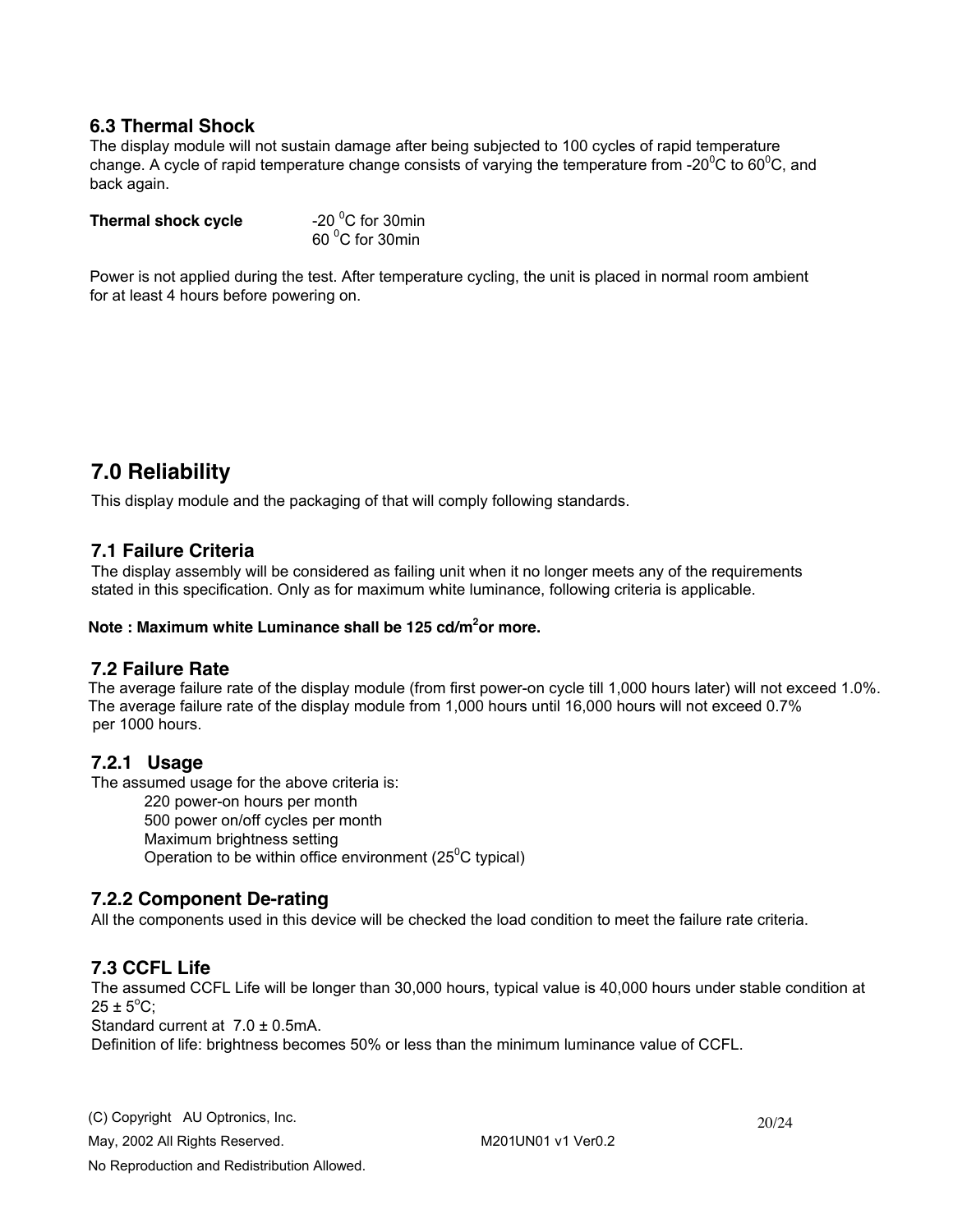### 6.3 Thermal Shock

The display module will not sustain damage after being subjected to 100 cycles of rapid temperature change. A cycle of rapid temperature change consists of varying the temperature from -20$^0$C to 60$^0$C, and back again.

**Thermal shock cycle** -20 $^0$C for 30min
60 $^0$C for 30min

Power is not applied during the test. After temperature cycling, the unit is placed in normal room ambient for at least 4 hours before powering on.

## 7.0 Reliability

This display module and the packaging of that will comply following standards.

### 7.1 Failure Criteria

The display assembly will be considered as failing unit when it no longer meets any of the requirements stated in this specification. Only as for maximum white luminance, following criteria is applicable.

**Note : Maximum white Luminance shall be 125 cd/m$^2$or more.**

### 7.2 Failure Rate

The average failure rate of the display module (from first power-on cycle till 1,000 hours later) will not exceed 1.0%.
The average failure rate of the display module from 1,000 hours until 16,000 hours will not exceed 0.7% per 1000 hours.

### 7.2.1 Usage

The assumed usage for the above criteria is:

220 power-on hours per month
500 power on/off cycles per month
Maximum brightness setting
Operation to be within office environment (25$^0$C typical)

### 7.2.2 Component De-rating

All the components used in this device will be checked the load condition to meet the failure rate criteria.

### 7.3 CCFL Life

The assumed CCFL Life will be longer than 30,000 hours, typical value is 40,000 hours under stable condition at 25 ± 5$^o$C;
Standard current at 7.0 ± 0.5mA.
Definition of life: brightness becomes 50% or less than the minimum luminance value of CCFL.

(C) Copyright AU Optronics, Inc.
May, 2002 All Rights Reserved. M201UN01 v1 Ver0.2
No Reproduction and Redistribution Allowed.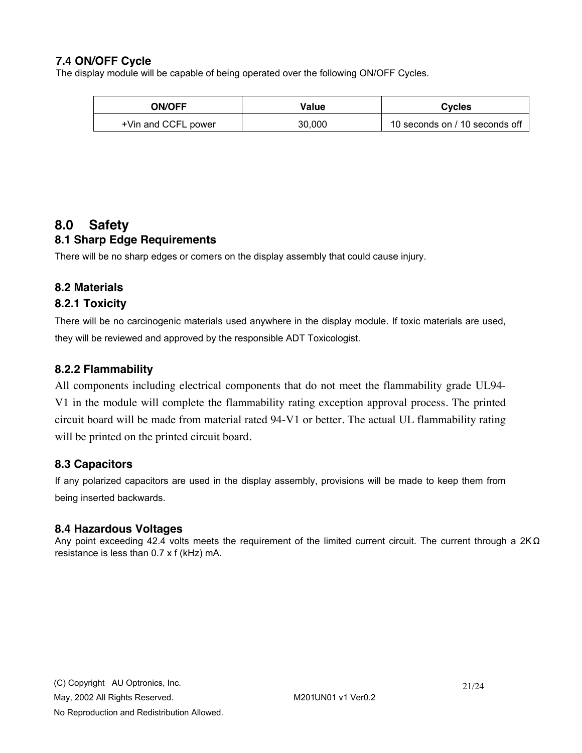### 7.4 ON/OFF Cycle

The display module will be capable of being operated over the following ON/OFF Cycles.

| ON/OFF | Value | Cycles |
| --- | --- | --- |
| +Vin and CCFL power | 30,000 | 10 seconds on / 10 seconds off |

## 8.0 Safety

### 8.1 Sharp Edge Requirements

There will be no sharp edges or comers on the display assembly that could cause injury.

### 8.2 Materials

### 8.2.1 Toxicity

There will be no carcinogenic materials used anywhere in the display module. If toxic materials are used, they will be reviewed and approved by the responsible ADT Toxicologist.

### 8.2.2 Flammability

All components including electrical components that do not meet the flammability grade UL94-V1 in the module will complete the flammability rating exception approval process. The printed circuit board will be made from material rated 94-V1 or better. The actual UL flammability rating will be printed on the printed circuit board.

### 8.3 Capacitors

If any polarized capacitors are used in the display assembly, provisions will be made to keep them from being inserted backwards.

### 8.4 Hazardous Voltages

Any point exceeding 42.4 volts meets the requirement of the limited current circuit. The current through a 2KΩ resistance is less than 0.7 x f (kHz) mA.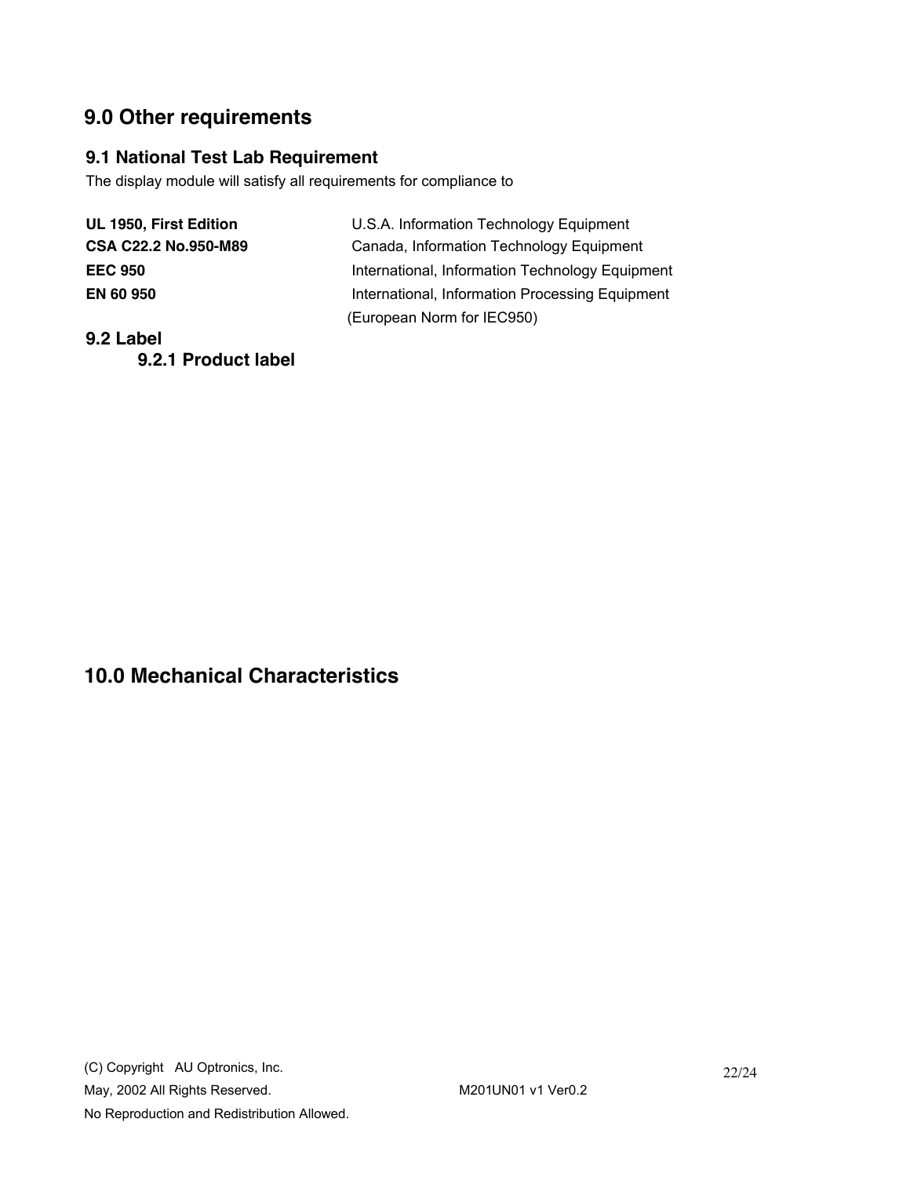## 9.0 Other requirements

### 9.1 National Test Lab Requirement

The display module will satisfy all requirements for compliance to

| | |
|---|---|
| **UL 1950, First Edition** | U.S.A. Information Technology Equipment |
| **CSA C22.2 No.950-M89** | Canada, Information Technology Equipment |
| **EEC 950** | International, Information Technology Equipment |
| **EN 60 950** | International, Information Processing Equipment (European Norm for IEC950) |

### 9.2 Label

#### 9.2.1 Product label

## 10.0 Mechanical Characteristics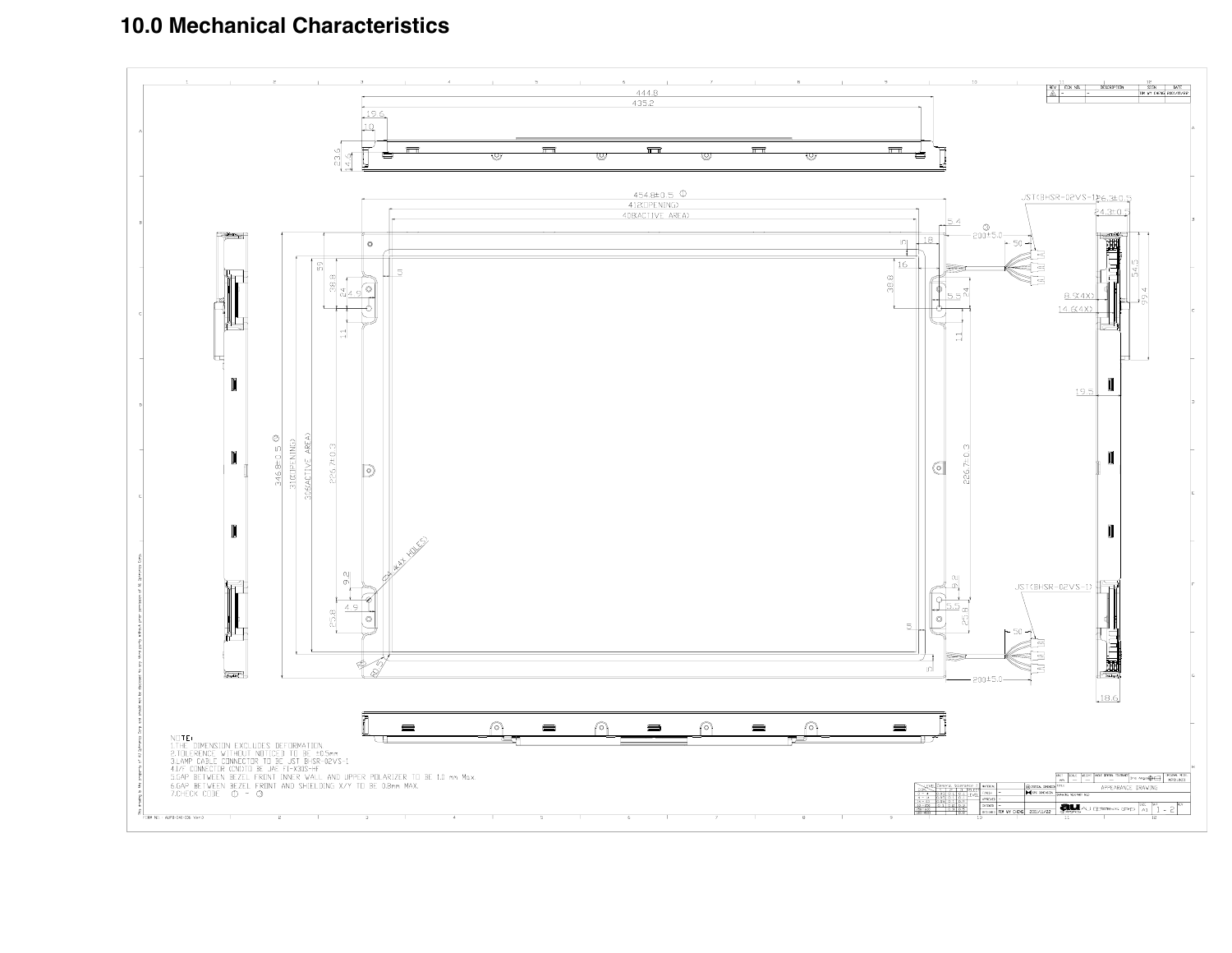# 10.0 Mechanical Characteristics

NOTE:

1. THE DIMENSION EXCLUDES DEFORMATION
2. TOLERENCE WITHOUT NOTICED TO BE ±0.5mm
3. LAMP CABLE CONNECTOR TO BE JST BHSR-02VS-1
4. I/F CONNECTOR (CN1) TO BE JAE FI-X30S-HF
5. GAP BETWEEN BEZEL FRONT INNER WALL AND UPPER POLARIZER TO BE 1.0 mm Max.
6. GAP BETWEEN BEZEL FRONT AND SHIELDING X/Y TO BE 0.8mm MAX.
7. CHECK CODE ① - ③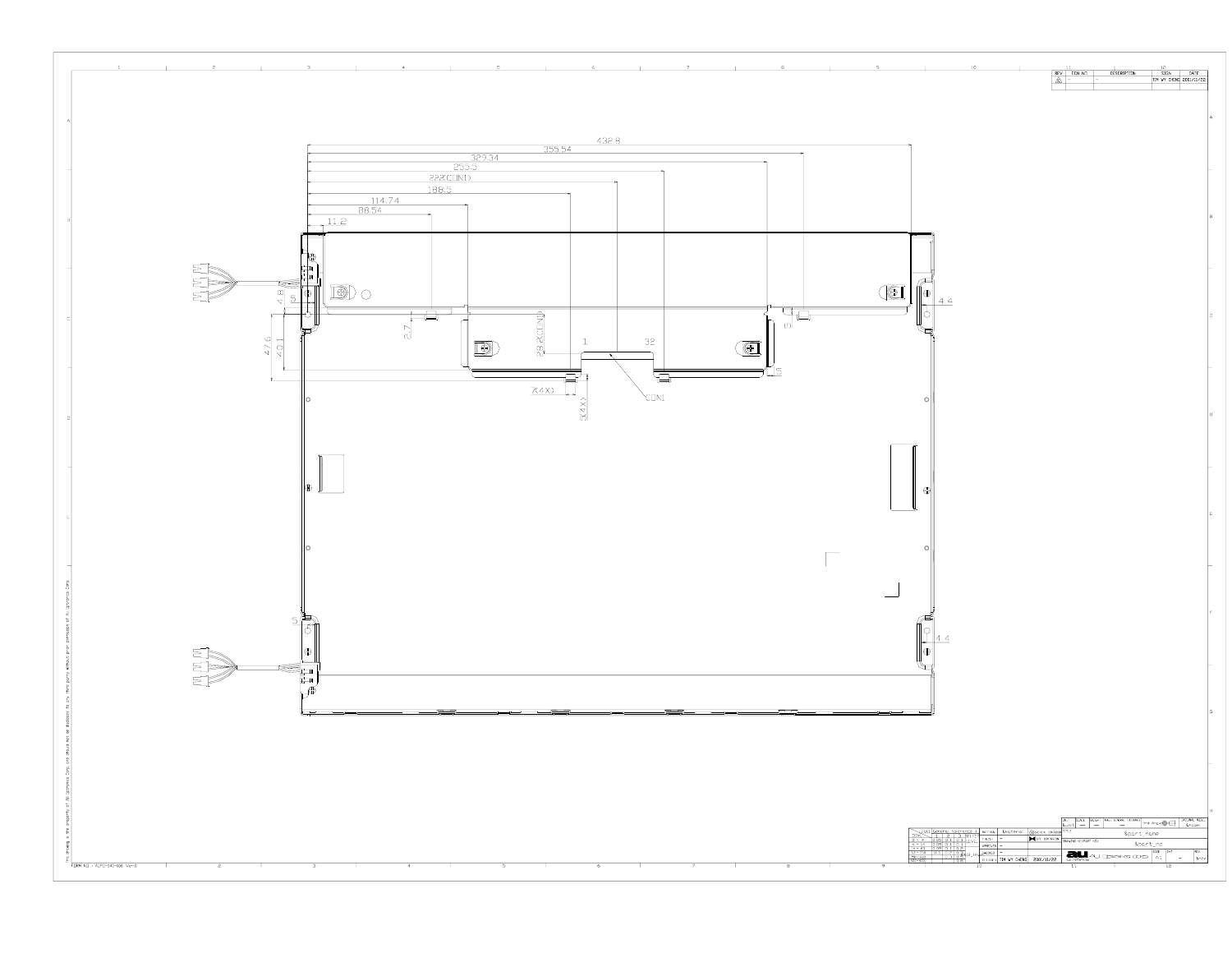432.8
355.54
329.34
255.3
228(CON1)
188.5
114.74
88.54
11.2

4.8
5
4.4
2.7
47.6
40.1
28.2(CON1)
1
32
7(4X)
5(4X)
CON1
5
5
5
4.4

| REV | ECN NO. | DESCRIPTION | SIGN | DATE |
|---|---|---|---|---|
| | — | — | TIM WY CHENG | 2001/11/22 |

FORM NO.: AUFO-040-006 Ver:0

This drawing is the property of AU Optronics Corp. and should not be disclosed to any third party without prior permission of AU Optronics Corp.

TIM WY CHENG 2001/11/22

&part_name

&part_no